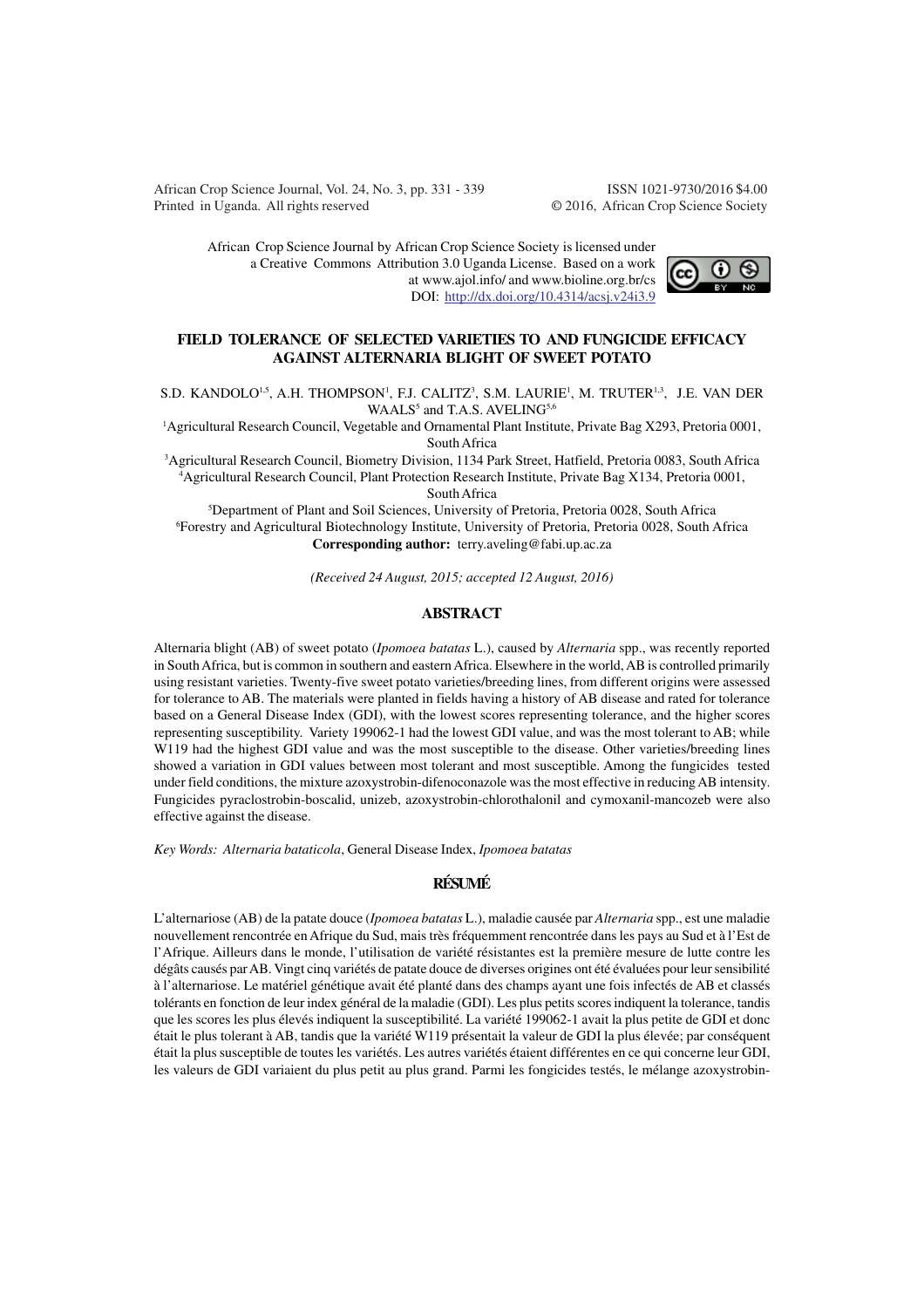African Crop Science Journal by African Crop Science Society is licensed under a Creative Commons Attribution 3.0 Uganda License. Based on a work at www.ajol.info/ and www.bioline.org.br/cs
DOI: http://dx.doi.org/10.4314/acsj.v24i3.9

# FIELD TOLERANCE OF SELECTED VARIETIES TO AND FUNGICIDE EFFICACY AGAINST ALTERNARIA BLIGHT OF SWEET POTATO

S.D. KANDOLO[1,5], A.H. THOMPSON[1], F.J. CALITZ[3], S.M. LAURIE[1], M. TRUTER[1,3], J.E. VAN DER WAALS[5] and T.A.S. AVELING[5,6]

[1]Agricultural Research Council, Vegetable and Ornamental Plant Institute, Private Bag X293, Pretoria 0001, South Africa

[3]Agricultural Research Council, Biometry Division, 1134 Park Street, Hatfield, Pretoria 0083, South Africa

[4]Agricultural Research Council, Plant Protection Research Institute, Private Bag X134, Pretoria 0001, South Africa

[5]Department of Plant and Soil Sciences, University of Pretoria, Pretoria 0028, South Africa

[6]Forestry and Agricultural Biotechnology Institute, University of Pretoria, Pretoria 0028, South Africa

**Corresponding author:** terry.aveling@fabi.up.ac.za

*(Received 24 August, 2015; accepted 12 August, 2016)*

## ABSTRACT

Alternaria blight (AB) of sweet potato (*Ipomoea batatas* L.), caused by *Alternaria* spp., was recently reported in South Africa, but is common in southern and eastern Africa. Elsewhere in the world, AB is controlled primarily using resistant varieties. Twenty-five sweet potato varieties/breeding lines, from different origins were assessed for tolerance to AB. The materials were planted in fields having a history of AB disease and rated for tolerance based on a General Disease Index (GDI), with the lowest scores representing tolerance, and the higher scores representing susceptibility. Variety 199062-1 had the lowest GDI value, and was the most tolerant to AB; while W119 had the highest GDI value and was the most susceptible to the disease. Other varieties/breeding lines showed a variation in GDI values between most tolerant and most susceptible. Among the fungicides tested under field conditions, the mixture azoxystrobin-difenoconazole was the most effective in reducing AB intensity. Fungicides pyraclostrobin-boscalid, unizeb, azoxystrobin-chlorothalonil and cymoxanil-mancozeb were also effective against the disease.

*Key Words: Alternaria bataticola*, General Disease Index, *Ipomoea batatas*

## RÉSUMÉ

L'alternariose (AB) de la patate douce (*Ipomoea batatas* L.), maladie causée par *Alternaria* spp., est une maladie nouvellement rencontrée en Afrique du Sud, mais très fréquemment rencontrée dans les pays au Sud et à l'Est de l'Afrique. Ailleurs dans le monde, l'utilisation de variété résistantes est la première mesure de lutte contre les dégâts causés par AB. Vingt cinq variétés de patate douce de diverses origines ont été évaluées pour leur sensibilité à l'alternariose. Le matériel génétique avait été planté dans des champs ayant une fois infectés de AB et classés tolérants en fonction de leur index général de la maladie (GDI). Les plus petits scores indiquent la tolerance, tandis que les scores les plus élevés indiquent la susceptibilité. La variété 199062-1 avait la plus petite de GDI et donc était le plus tolerant à AB, tandis que la variété W119 présentait la valeur de GDI la plus élevée; par conséquent était la plus susceptible de toutes les variétés. Les autres variétés étaient différentes en ce qui concerne leur GDI, les valeurs de GDI variaient du plus petit au plus grand. Parmi les fongicides testés, le mélange azoxystrobin-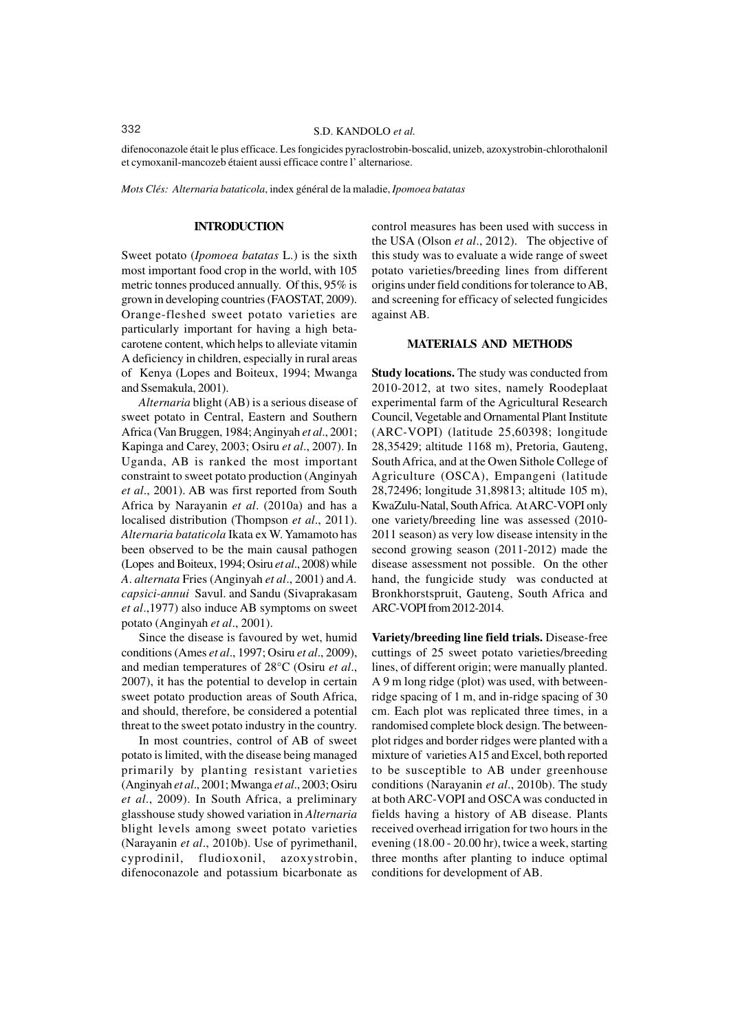difenoconazole était le plus efficace. Les fongicides pyraclostrobin-boscalid, unizeb, azoxystrobin-chlorothalonil et cymoxanil-mancozeb étaient aussi efficace contre l' alternariose.

*Mots Clés: Alternaria bataticola*, index général de la maladie, *Ipomoea batatas*

## INTRODUCTION

Sweet potato (*Ipomoea batatas* L.) is the sixth most important food crop in the world, with 105 metric tonnes produced annually. Of this, 95% is grown in developing countries (FAOSTAT, 2009). Orange-fleshed sweet potato varieties are particularly important for having a high beta-carotene content, which helps to alleviate vitamin A deficiency in children, especially in rural areas of Kenya (Lopes and Boiteux, 1994; Mwanga and Ssemakula, 2001).

*Alternaria* blight (AB) is a serious disease of sweet potato in Central, Eastern and Southern Africa (Van Bruggen, 1984; Anginyah *et al*., 2001; Kapinga and Carey, 2003; Osiru *et al*., 2007). In Uganda, AB is ranked the most important constraint to sweet potato production (Anginyah *et al*., 2001). AB was first reported from South Africa by Narayanin *et al*. (2010a) and has a localised distribution (Thompson *et al*., 2011). *Alternaria bataticola* Ikata ex W. Yamamoto has been observed to be the main causal pathogen (Lopes and Boiteux, 1994; Osiru *et al*., 2008) while *A. alternata* Fries (Anginyah *et al*., 2001) and *A. capsici-annui* Savul. and Sandu (Sivaprakasam *et al*.,1977) also induce AB symptoms on sweet potato (Anginyah *et al*., 2001).

Since the disease is favoured by wet, humid conditions (Ames *et al*., 1997; Osiru *et al*., 2009), and median temperatures of 28°C (Osiru *et al*., 2007), it has the potential to develop in certain sweet potato production areas of South Africa, and should, therefore, be considered a potential threat to the sweet potato industry in the country.

In most countries, control of AB of sweet potato is limited, with the disease being managed primarily by planting resistant varieties (Anginyah *et al*., 2001; Mwanga *et al*., 2003; Osiru *et al*., 2009). In South Africa, a preliminary glasshouse study showed variation in *Alternaria* blight levels among sweet potato varieties (Narayanin *et al*., 2010b). Use of pyrimethanil, cyprodinil, fludioxonil, azoxystrobin, difenoconazole and potassium bicarbonate as control measures has been used with success in the USA (Olson *et al*., 2012). The objective of this study was to evaluate a wide range of sweet potato varieties/breeding lines from different origins under field conditions for tolerance to AB, and screening for efficacy of selected fungicides against AB.

## MATERIALS AND METHODS

**Study locations.** The study was conducted from 2010-2012, at two sites, namely Roodeplaat experimental farm of the Agricultural Research Council, Vegetable and Ornamental Plant Institute (ARC-VOPI) (latitude 25,60398; longitude 28,35429; altitude 1168 m), Pretoria, Gauteng, South Africa, and at the Owen Sithole College of Agriculture (OSCA), Empangeni (latitude 28,72496; longitude 31,89813; altitude 105 m), KwaZulu-Natal, South Africa. At ARC-VOPI only one variety/breeding line was assessed (2010-2011 season) as very low disease intensity in the second growing season (2011-2012) made the disease assessment not possible. On the other hand, the fungicide study was conducted at Bronkhorstspruit, Gauteng, South Africa and ARC-VOPI from 2012-2014.

**Variety/breeding line field trials.** Disease-free cuttings of 25 sweet potato varieties/breeding lines, of different origin; were manually planted. A 9 m long ridge (plot) was used, with between-ridge spacing of 1 m, and in-ridge spacing of 30 cm. Each plot was replicated three times, in a randomised complete block design. The between-plot ridges and border ridges were planted with a mixture of varieties A15 and Excel, both reported to be susceptible to AB under greenhouse conditions (Narayanin *et al*., 2010b). The study at both ARC-VOPI and OSCA was conducted in fields having a history of AB disease. Plants received overhead irrigation for two hours in the evening (18.00 - 20.00 hr), twice a week, starting three months after planting to induce optimal conditions for development of AB.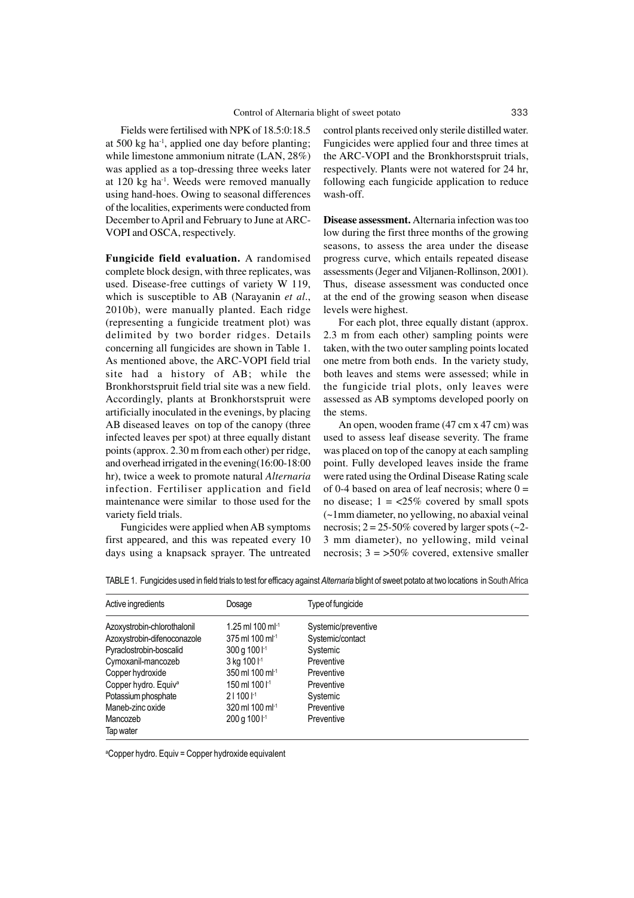Fields were fertilised with NPK of 18.5:0:18.5 at 500 kg ha$^{-1}$, applied one day before planting; while limestone ammonium nitrate (LAN, 28%) was applied as a top-dressing three weeks later at 120 kg ha$^{-1}$. Weeds were removed manually using hand-hoes. Owing to seasonal differences of the localities, experiments were conducted from December to April and February to June at ARC-VOPI and OSCA, respectively.

**Fungicide field evaluation.** A randomised complete block design, with three replicates, was used. Disease-free cuttings of variety W 119, which is susceptible to AB (Narayanin *et al*., 2010b), were manually planted. Each ridge (representing a fungicide treatment plot) was delimited by two border ridges. Details concerning all fungicides are shown in Table 1. As mentioned above, the ARC-VOPI field trial site had a history of AB; while the Bronkhorstspruit field trial site was a new field. Accordingly, plants at Bronkhorstspruit were artificially inoculated in the evenings, by placing AB diseased leaves on top of the canopy (three infected leaves per spot) at three equally distant points (approx. 2.30 m from each other) per ridge, and overhead irrigated in the evening(16:00-18:00 hr), twice a week to promote natural *Alternaria* infection. Fertiliser application and field maintenance were similar to those used for the variety field trials.

Fungicides were applied when AB symptoms first appeared, and this was repeated every 10 days using a knapsack sprayer. The untreated control plants received only sterile distilled water. Fungicides were applied four and three times at the ARC-VOPI and the Bronkhorstspruit trials, respectively. Plants were not watered for 24 hr, following each fungicide application to reduce wash-off.

**Disease assessment.** Alternaria infection was too low during the first three months of the growing seasons, to assess the area under the disease progress curve, which entails repeated disease assessments (Jeger and Viljanen-Rollinson, 2001). Thus, disease assessment was conducted once at the end of the growing season when disease levels were highest.

For each plot, three equally distant (approx. 2.3 m from each other) sampling points were taken, with the two outer sampling points located one metre from both ends. In the variety study, both leaves and stems were assessed; while in the fungicide trial plots, only leaves were assessed as AB symptoms developed poorly on the stems.

An open, wooden frame (47 cm x 47 cm) was used to assess leaf disease severity. The frame was placed on top of the canopy at each sampling point. Fully developed leaves inside the frame were rated using the Ordinal Disease Rating scale of 0-4 based on area of leaf necrosis; where 0 = no disease; 1 = <25% covered by small spots (~1mm diameter, no yellowing, no abaxial veinal necrosis; 2 = 25-50% covered by larger spots (~2-3 mm diameter), no yellowing, mild veinal necrosis; 3 = >50% covered, extensive smaller

TABLE 1. Fungicides used in field trials to test for efficacy against *Alternaria* blight of sweet potato at two locations in South Africa

| Active ingredients | Dosage | Type of fungicide |
|---|---|---|
| Azoxystrobin-chlorothalonil | 1.25 ml 100 ml$^{-1}$ | Systemic/preventive |
| Azoxystrobin-difenoconazole | 375 ml 100 ml$^{-1}$ | Systemic/contact |
| Pyraclostrobin-boscalid | 300 g 100 l$^{-1}$ | Systemic |
| Cymoxanil-mancozeb | 3 kg 100 l$^{-1}$ | Preventive |
| Copper hydroxide | 350 ml 100 ml$^{-1}$ | Preventive |
| Copper hydro. Equiv[a] | 150 ml 100 l$^{-1}$ | Preventive |
| Potassium phosphate | 2 l 100 l$^{-1}$ | Systemic |
| Maneb-zinc oxide | 320 ml 100 ml$^{-1}$ | Preventive |
| Mancozeb | 200 g 100 l$^{-1}$ | Preventive |
| Tap water | | |

[a]Copper hydro. Equiv = Copper hydroxide equivalent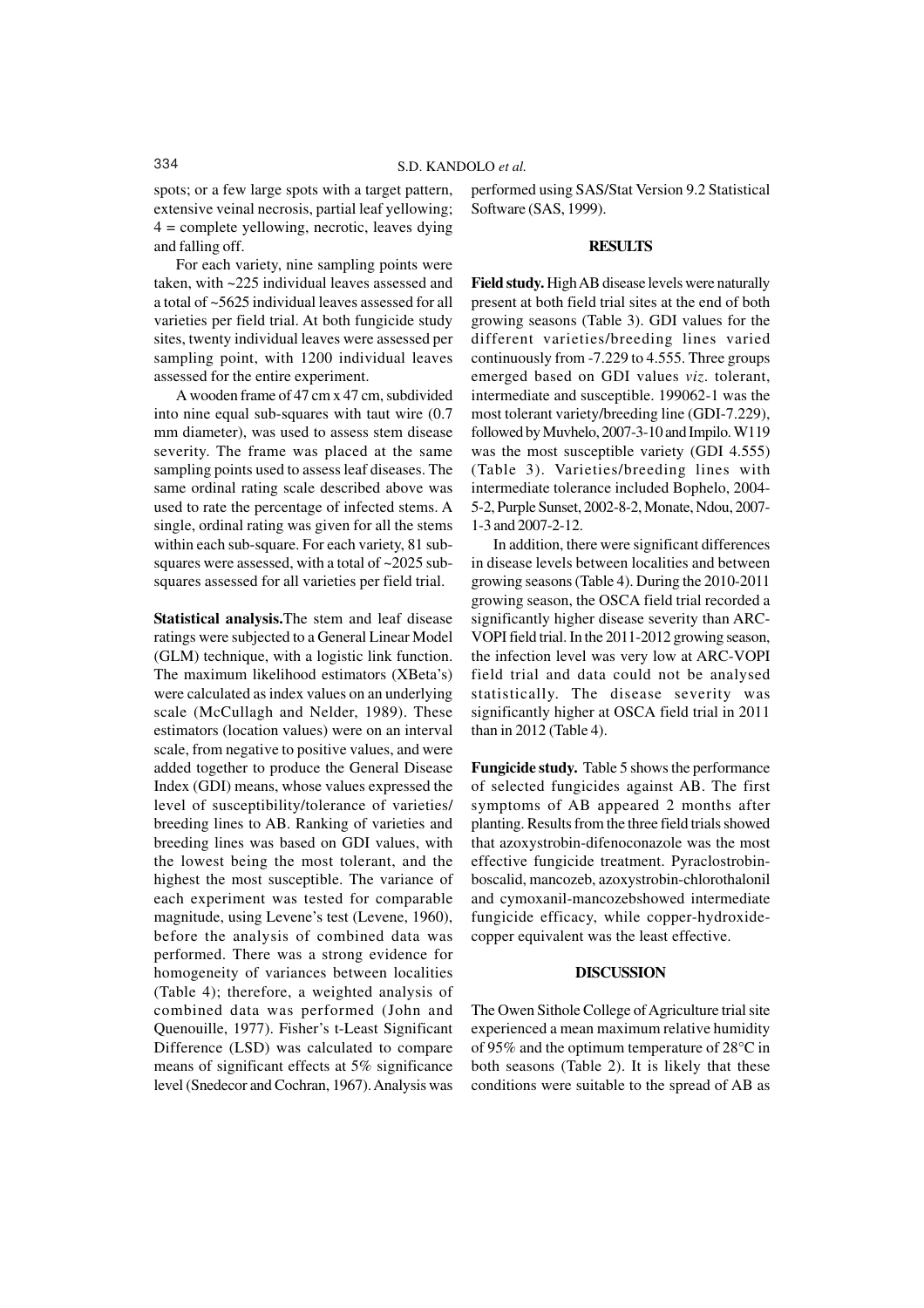spots; or a few large spots with a target pattern, extensive veinal necrosis, partial leaf yellowing; 4 = complete yellowing, necrotic, leaves dying and falling off.

For each variety, nine sampling points were taken, with ~225 individual leaves assessed and a total of ~5625 individual leaves assessed for all varieties per field trial. At both fungicide study sites, twenty individual leaves were assessed per sampling point, with 1200 individual leaves assessed for the entire experiment.

A wooden frame of 47 cm x 47 cm, subdivided into nine equal sub-squares with taut wire (0.7 mm diameter), was used to assess stem disease severity. The frame was placed at the same sampling points used to assess leaf diseases. The same ordinal rating scale described above was used to rate the percentage of infected stems. A single, ordinal rating was given for all the stems within each sub-square. For each variety, 81 sub-squares were assessed, with a total of ~2025 sub-squares assessed for all varieties per field trial.

**Statistical analysis.** The stem and leaf disease ratings were subjected to a General Linear Model (GLM) technique, with a logistic link function. The maximum likelihood estimators (XBeta's) were calculated as index values on an underlying scale (McCullagh and Nelder, 1989). These estimators (location values) were on an interval scale, from negative to positive values, and were added together to produce the General Disease Index (GDI) means, whose values expressed the level of susceptibility/tolerance of varieties/ breeding lines to AB. Ranking of varieties and breeding lines was based on GDI values, with the lowest being the most tolerant, and the highest the most susceptible. The variance of each experiment was tested for comparable magnitude, using Levene's test (Levene, 1960), before the analysis of combined data was performed. There was a strong evidence for homogeneity of variances between localities (Table 4); therefore, a weighted analysis of combined data was performed (John and Quenouille, 1977). Fisher's t-Least Significant Difference (LSD) was calculated to compare means of significant effects at 5% significance level (Snedecor and Cochran, 1967). Analysis was performed using SAS/Stat Version 9.2 Statistical Software (SAS, 1999).

## RESULTS

**Field study.** High AB disease levels were naturally present at both field trial sites at the end of both growing seasons (Table 3). GDI values for the different varieties/breeding lines varied continuously from -7.229 to 4.555. Three groups emerged based on GDI values *viz*. tolerant, intermediate and susceptible. 199062-1 was the most tolerant variety/breeding line (GDI-7.229), followed by Muvhelo, 2007-3-10 and Impilo. W119 was the most susceptible variety (GDI 4.555) (Table 3). Varieties/breeding lines with intermediate tolerance included Bophelo, 2004-5-2, Purple Sunset, 2002-8-2, Monate, Ndou, 2007-1-3 and 2007-2-12.

In addition, there were significant differences in disease levels between localities and between growing seasons (Table 4). During the 2010-2011 growing season, the OSCA field trial recorded a significantly higher disease severity than ARC-VOPI field trial. In the 2011-2012 growing season, the infection level was very low at ARC-VOPI field trial and data could not be analysed statistically. The disease severity was significantly higher at OSCA field trial in 2011 than in 2012 (Table 4).

**Fungicide study.** Table 5 shows the performance of selected fungicides against AB. The first symptoms of AB appeared 2 months after planting. Results from the three field trials showed that azoxystrobin-difenoconazole was the most effective fungicide treatment. Pyraclostrobin-boscalid, mancozeb, azoxystrobin-chlorothalonil and cymoxanil-mancozebshowed intermediate fungicide efficacy, while copper-hydroxide-copper equivalent was the least effective.

## DISCUSSION

The Owen Sithole College of Agriculture trial site experienced a mean maximum relative humidity of 95% and the optimum temperature of 28°C in both seasons (Table 2). It is likely that these conditions were suitable to the spread of AB as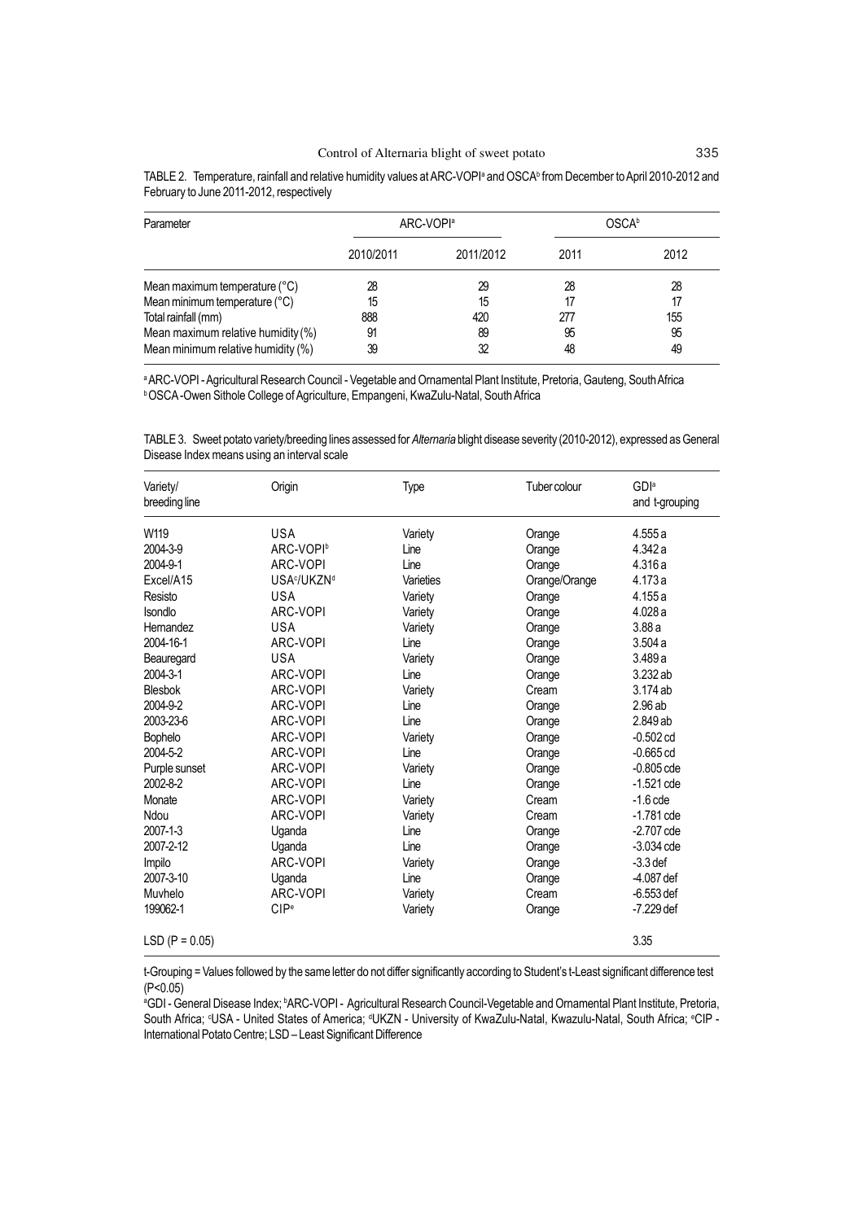TABLE 2. Temperature, rainfall and relative humidity values at ARC-VOPI[a] and OSCA[b] from December to April 2010-2012 and February to June 2011-2012, respectively

| Parameter | ARC-VOPI[a] | | OSCA[b] | |
|---|---|---|---|---|
| | 2010/2011 | 2011/2012 | 2011 | 2012 |
| Mean maximum temperature (°C) | 28 | 29 | 28 | 28 |
| Mean minimum temperature (°C) | 15 | 15 | 17 | 17 |
| Total rainfall (mm) | 888 | 420 | 277 | 155 |
| Mean maximum relative humidity (%) | 91 | 89 | 95 | 95 |
| Mean minimum relative humidity (%) | 39 | 32 | 48 | 49 |

[a] ARC-VOPI - Agricultural Research Council - Vegetable and Ornamental Plant Institute, Pretoria, Gauteng, South Africa
[b] OSCA -Owen Sithole College of Agriculture, Empangeni, KwaZulu-Natal, South Africa

TABLE 3. Sweet potato variety/breeding lines assessed for *Alternaria* blight disease severity (2010-2012), expressed as General Disease Index means using an interval scale

| Variety/ breeding line | Origin | Type | Tuber colour | GDI[a] and t-grouping |
|---|---|---|---|---|
| W119 | USA | Variety | Orange | 4.555 a |
| 2004-3-9 | ARC-VOPI[b] | Line | Orange | 4.342 a |
| 2004-9-1 | ARC-VOPI | Line | Orange | 4.316 a |
| Excel/A15 | USA[c]/UKZN[d] | Varieties | Orange/Orange | 4.173 a |
| Resisto | USA | Variety | Orange | 4.155 a |
| Isondlo | ARC-VOPI | Variety | Orange | 4.028 a |
| Hernandez | USA | Variety | Orange | 3.88 a |
| 2004-16-1 | ARC-VOPI | Line | Orange | 3.504 a |
| Beauregard | USA | Variety | Orange | 3.489 a |
| 2004-3-1 | ARC-VOPI | Line | Orange | 3.232 ab |
| Blesbok | ARC-VOPI | Variety | Cream | 3.174 ab |
| 2004-9-2 | ARC-VOPI | Line | Orange | 2.96 ab |
| 2003-23-6 | ARC-VOPI | Line | Orange | 2.849 ab |
| Bophelo | ARC-VOPI | Variety | Orange | -0.502 cd |
| 2004-5-2 | ARC-VOPI | Line | Orange | -0.665 cd |
| Purple sunset | ARC-VOPI | Variety | Orange | -0.805 cde |
| 2002-8-2 | ARC-VOPI | Line | Orange | -1.521 cde |
| Monate | ARC-VOPI | Variety | Cream | -1.6 cde |
| Ndou | ARC-VOPI | Variety | Cream | -1.781 cde |
| 2007-1-3 | Uganda | Line | Orange | -2.707 cde |
| 2007-2-12 | Uganda | Line | Orange | -3.034 cde |
| Impilo | ARC-VOPI | Variety | Orange | -3.3 def |
| 2007-3-10 | Uganda | Line | Orange | -4.087 def |
| Muvhelo | ARC-VOPI | Variety | Cream | -6.553 def |
| 199062-1 | CIP[e] | Variety | Orange | -7.229 def |
| LSD (P = 0.05) | | | | 3.35 |

t-Grouping = Values followed by the same letter do not differ significantly according to Student's t-Least significant difference test ($P<0.05$)
[a]GDI - General Disease Index; [b]ARC-VOPI - Agricultural Research Council-Vegetable and Ornamental Plant Institute, Pretoria, South Africa; [c]USA - United States of America; [d]UKZN - University of KwaZulu-Natal, Kwazulu-Natal, South Africa; [e]CIP - International Potato Centre; LSD – Least Significant Difference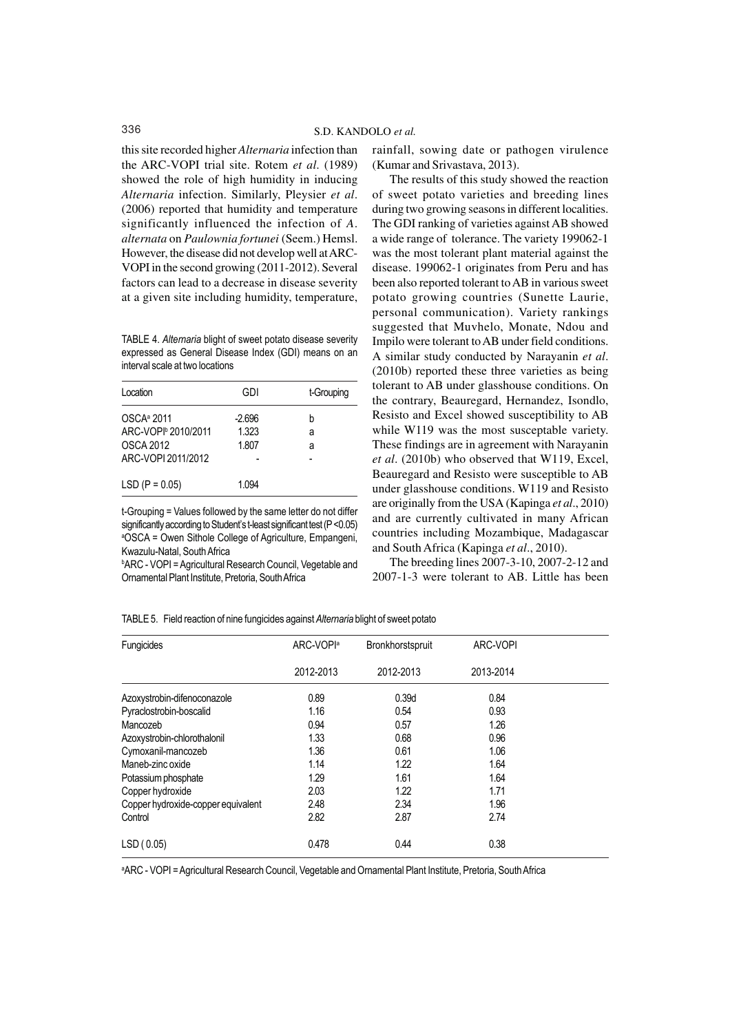this site recorded higher *Alternaria* infection than the ARC-VOPI trial site. Rotem *et al.* (1989) showed the role of high humidity in inducing *Alternaria* infection. Similarly, Pleysier *et al.* (2006) reported that humidity and temperature significantly influenced the infection of *A. alternata* on *Paulownia fortunei* (Seem.) Hemsl. However, the disease did not develop well at ARC-VOPI in the second growing (2011-2012). Several factors can lead to a decrease in disease severity at a given site including humidity, temperature, rainfall, sowing date or pathogen virulence (Kumar and Srivastava, 2013).

TABLE 4. *Alternaria* blight of sweet potato disease severity expressed as General Disease Index (GDI) means on an interval scale at two locations

| Location | GDI | t-Grouping |
|---|---|---|
| OSCA[a] 2011 | -2.696 | b |
| ARC-VOPI[b] 2010/2011 | 1.323 | a |
| OSCA 2012 | 1.807 | a |
| ARC-VOPI 2011/2012 | - | - |
| LSD (P = 0.05) | 1.094 | |

t-Grouping = Values followed by the same letter do not differ significantly according to Student's t-least significant test (P <0.05)
[a]OSCA = Owen Sithole College of Agriculture, Empangeni, Kwazulu-Natal, South Africa
[b]ARC - VOPI = Agricultural Research Council, Vegetable and Ornamental Plant Institute, Pretoria, South Africa

The results of this study showed the reaction of sweet potato varieties and breeding lines during two growing seasons in different localities. The GDI ranking of varieties against AB showed a wide range of tolerance. The variety 199062-1 was the most tolerant plant material against the disease. 199062-1 originates from Peru and has been also reported tolerant to AB in various sweet potato growing countries (Sunette Laurie, personal communication). Variety rankings suggested that Muvhelo, Monate, Ndou and Impilo were tolerant to AB under field conditions. A similar study conducted by Narayanin *et al.* (2010b) reported these three varieties as being tolerant to AB under glasshouse conditions. On the contrary, Beauregard, Hernandez, Isondlo, Resisto and Excel showed susceptibility to AB while W119 was the most susceptable variety. These findings are in agreement with Narayanin *et al.* (2010b) who observed that W119, Excel, Beauregard and Resisto were susceptible to AB under glasshouse conditions. W119 and Resisto are originally from the USA (Kapinga *et al.*, 2010) and are currently cultivated in many African countries including Mozambique, Madagascar and South Africa (Kapinga *et al.*, 2010).

The breeding lines 2007-3-10, 2007-2-12 and 2007-1-3 were tolerant to AB. Little has been

TABLE 5. Field reaction of nine fungicides against *Alternaria* blight of sweet potato

| Fungicides | ARC-VOPI[a] | Bronkhorstspruit | ARC-VOPI |
|---|---|---|---|
| | 2012-2013 | 2012-2013 | 2013-2014 |
| Azoxystrobin-difenoconazole | 0.89 | 0.39d | 0.84 |
| Pyraclostrobin-boscalid | 1.16 | 0.54 | 0.93 |
| Mancozeb | 0.94 | 0.57 | 1.26 |
| Azoxystrobin-chlorothalonil | 1.33 | 0.68 | 0.96 |
| Cymoxanil-mancozeb | 1.36 | 0.61 | 1.06 |
| Maneb-zinc oxide | 1.14 | 1.22 | 1.64 |
| Potassium phosphate | 1.29 | 1.61 | 1.64 |
| Copper hydroxide | 2.03 | 1.22 | 1.71 |
| Copper hydroxide-copper equivalent | 2.48 | 2.34 | 1.96 |
| Control | 2.82 | 2.87 | 2.74 |
| LSD ( 0.05) | 0.478 | 0.44 | 0.38 |

[a]ARC - VOPI = Agricultural Research Council, Vegetable and Ornamental Plant Institute, Pretoria, South Africa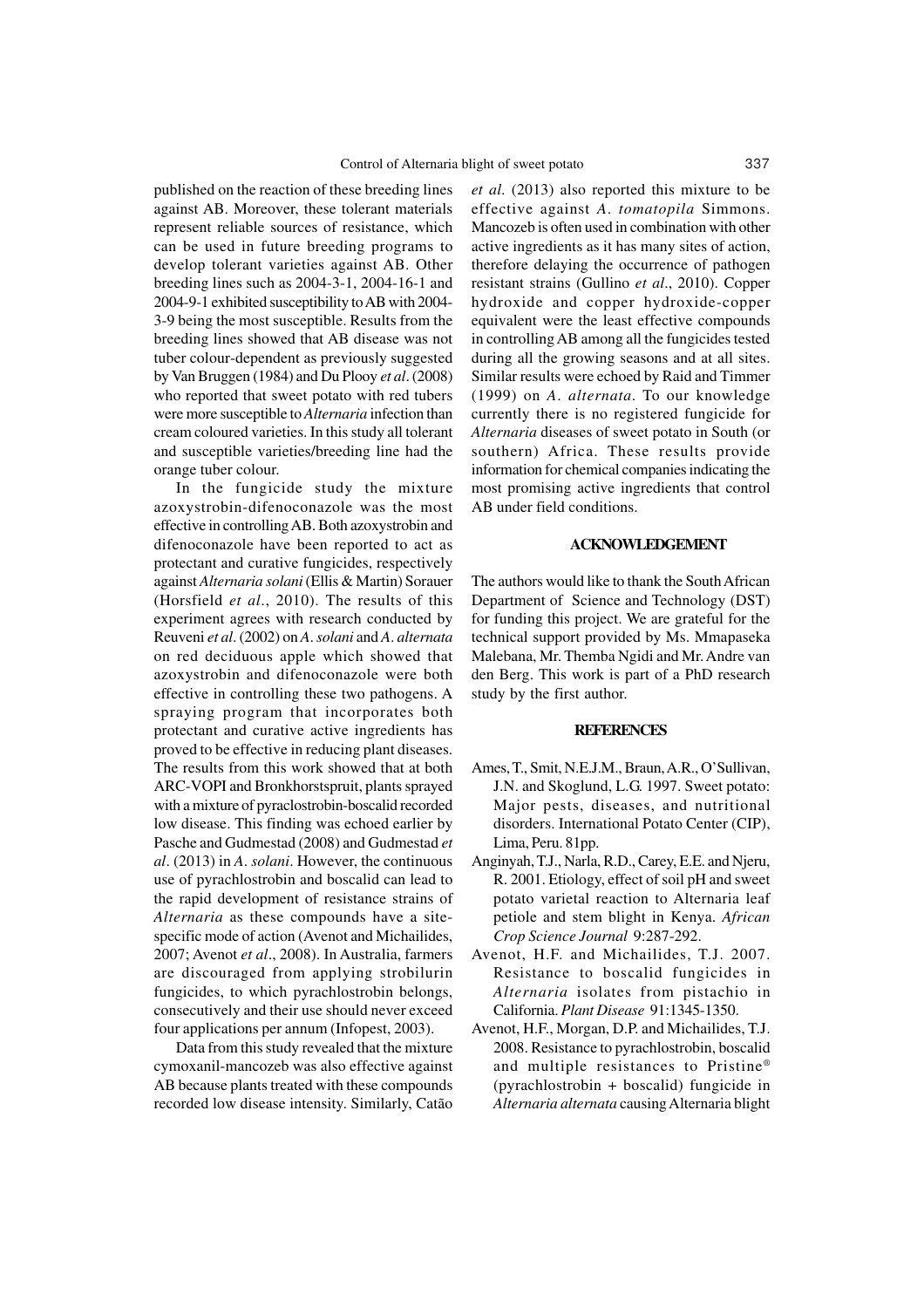published on the reaction of these breeding lines against AB. Moreover, these tolerant materials represent reliable sources of resistance, which can be used in future breeding programs to develop tolerant varieties against AB. Other breeding lines such as 2004-3-1, 2004-16-1 and 2004-9-1 exhibited susceptibility to AB with 2004-3-9 being the most susceptible. Results from the breeding lines showed that AB disease was not tuber colour-dependent as previously suggested by Van Bruggen (1984) and Du Plooy *et al*. (2008) who reported that sweet potato with red tubers were more susceptible to *Alternaria* infection than cream coloured varieties. In this study all tolerant and susceptible varieties/breeding line had the orange tuber colour.

In the fungicide study the mixture azoxystrobin-difenoconazole was the most effective in controlling AB. Both azoxystrobin and difenoconazole have been reported to act as protectant and curative fungicides, respectively against *Alternaria solani* (Ellis & Martin) Sorauer (Horsfield *et al*., 2010). The results of this experiment agrees with research conducted by Reuveni *et al*. (2002) on *A. solani* and *A. alternata* on red deciduous apple which showed that azoxystrobin and difenoconazole were both effective in controlling these two pathogens. A spraying program that incorporates both protectant and curative active ingredients has proved to be effective in reducing plant diseases. The results from this work showed that at both ARC-VOPI and Bronkhorstspruit, plants sprayed with a mixture of pyraclostrobin-boscalid recorded low disease. This finding was echoed earlier by Pasche and Gudmestad (2008) and Gudmestad *et al*. (2013) in *A. solani*. However, the continuous use of pyrachlostrobin and boscalid can lead to the rapid development of resistance strains of *Alternaria* as these compounds have a site-specific mode of action (Avenot and Michailides, 2007; Avenot *et al*., 2008). In Australia, farmers are discouraged from applying strobilurin fungicides, to which pyrachlostrobin belongs, consecutively and their use should never exceed four applications per annum (Infopest, 2003).

Data from this study revealed that the mixture cymoxanil-mancozeb was also effective against AB because plants treated with these compounds recorded low disease intensity. Similarly, Catão *et al.* (2013) also reported this mixture to be effective against *A. tomatopila* Simmons. Mancozeb is often used in combination with other active ingredients as it has many sites of action, therefore delaying the occurrence of pathogen resistant strains (Gullino *et al*., 2010). Copper hydroxide and copper hydroxide-copper equivalent were the least effective compounds in controlling AB among all the fungicides tested during all the growing seasons and at all sites. Similar results were echoed by Raid and Timmer (1999) on *A. alternata*. To our knowledge currently there is no registered fungicide for *Alternaria* diseases of sweet potato in South (or southern) Africa. These results provide information for chemical companies indicating the most promising active ingredients that control AB under field conditions.

## ACKNOWLEDGEMENT

The authors would like to thank the South African Department of Science and Technology (DST) for funding this project. We are grateful for the technical support provided by Ms. Mmapaseka Malebana, Mr. Themba Ngidi and Mr. Andre van den Berg. This work is part of a PhD research study by the first author.

## REFERENCES

- Ames, T., Smit, N.E.J.M., Braun, A.R., O'Sullivan, J.N. and Skoglund, L.G. 1997. Sweet potato: Major pests, diseases, and nutritional disorders. International Potato Center (CIP), Lima, Peru. 81pp.
- Anginyah, T.J., Narla, R.D., Carey, E.E. and Njeru, R. 2001. Etiology, effect of soil pH and sweet potato varietal reaction to Alternaria leaf petiole and stem blight in Kenya. *African Crop Science Journal* 9:287-292.
- Avenot, H.F. and Michailides, T.J. 2007. Resistance to boscalid fungicides in *Alternaria* isolates from pistachio in California. *Plant Disease* 91:1345-1350.
- Avenot, H.F., Morgan, D.P. and Michailides, T.J. 2008. Resistance to pyrachlostrobin, boscalid and multiple resistances to Pristine® (pyrachlostrobin + boscalid) fungicide in *Alternaria alternata* causing Alternaria blight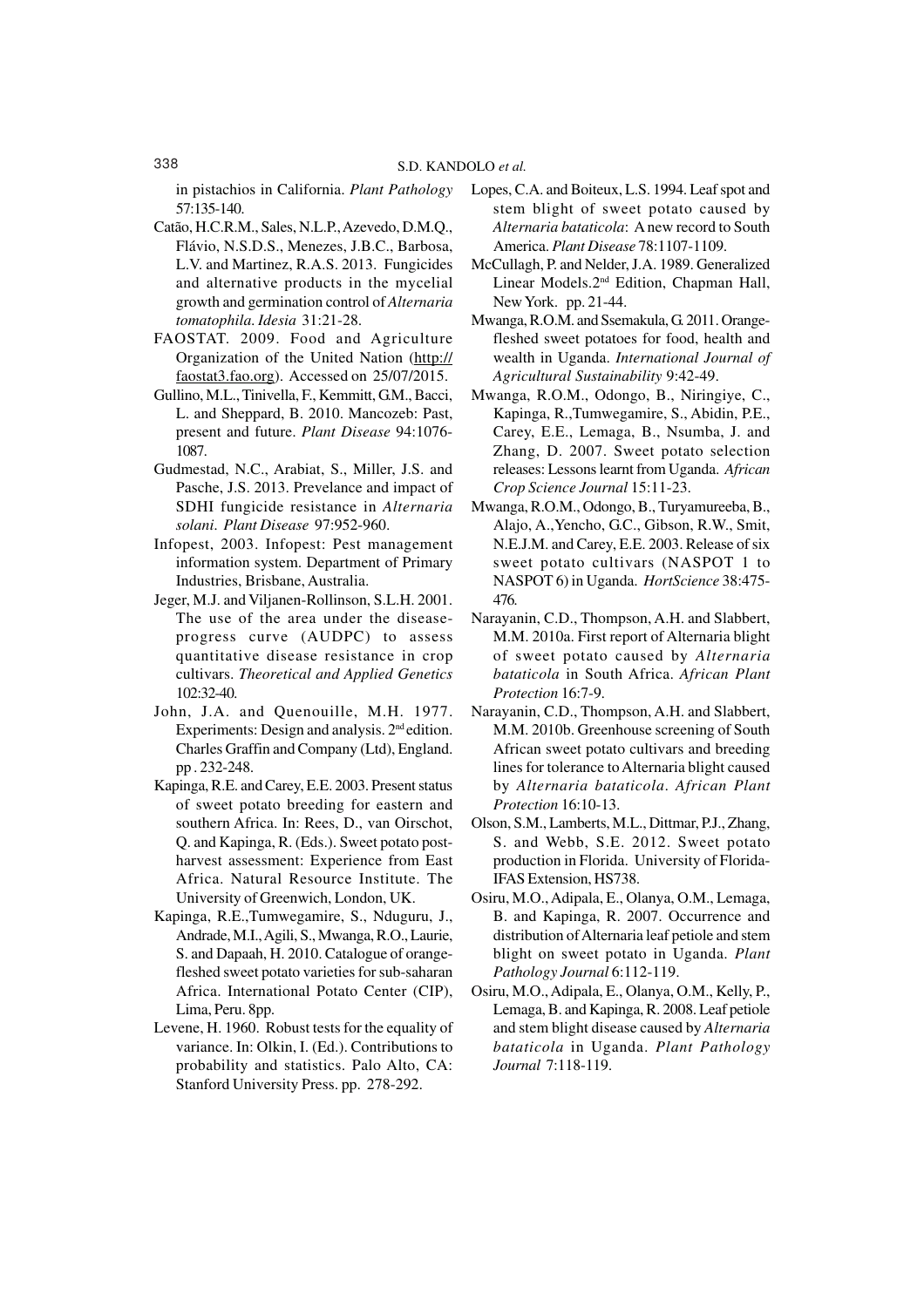in pistachios in California. *Plant Pathology* 57:135-140.

Catão, H.C.R.M., Sales, N.L.P., Azevedo, D.M.Q., Flávio, N.S.D.S., Menezes, J.B.C., Barbosa, L.V. and Martinez, R.A.S. 2013. Fungicides and alternative products in the mycelial growth and germination control of *Alternaria tomatophila*. *Idesia* 31:21-28.

FAOSTAT. 2009. Food and Agriculture Organization of the United Nation (http://faostat3.fao.org). Accessed on 25/07/2015.

Gullino, M.L., Tinivella, F., Kemmitt, G.M., Bacci, L. and Sheppard, B. 2010. Mancozeb: Past, present and future. *Plant Disease* 94:1076-1087.

Gudmestad, N.C., Arabiat, S., Miller, J.S. and Pasche, J.S. 2013. Prevelance and impact of SDHI fungicide resistance in *Alternaria solani*. *Plant Disease* 97:952-960.

Infopest, 2003. Infopest: Pest management information system. Department of Primary Industries, Brisbane, Australia.

Jeger, M.J. and Viljanen-Rollinson, S.L.H. 2001. The use of the area under the disease-progress curve (AUDPC) to assess quantitative disease resistance in crop cultivars. *Theoretical and Applied Genetics* 102:32-40.

John, J.A. and Quenouille, M.H. 1977. Experiments: Design and analysis. 2nd edition. Charles Graffin and Company (Ltd), England. pp . 232-248.

Kapinga, R.E. and Carey, E.E. 2003. Present status of sweet potato breeding for eastern and southern Africa. In: Rees, D., van Oirschot, Q. and Kapinga, R. (Eds.). Sweet potato post-harvest assessment: Experience from East Africa. Natural Resource Institute. The University of Greenwich, London, UK.

Kapinga, R.E.,Tumwegamire, S., Nduguru, J., Andrade, M.I., Agili, S., Mwanga, R.O., Laurie, S. and Dapaah, H. 2010. Catalogue of orange-fleshed sweet potato varieties for sub-saharan Africa. International Potato Center (CIP), Lima, Peru. 8pp.

Levene, H. 1960. Robust tests for the equality of variance. In: Olkin, I. (Ed.). Contributions to probability and statistics. Palo Alto, CA: Stanford University Press. pp. 278-292.

Lopes, C.A. and Boiteux, L.S. 1994. Leaf spot and stem blight of sweet potato caused by *Alternaria bataticola*: A new record to South America. *Plant Disease* 78:1107-1109.

McCullagh, P. and Nelder, J.A. 1989. Generalized Linear Models. 2nd Edition, Chapman Hall, New York. pp. 21-44.

Mwanga, R.O.M. and Ssemakula, G. 2011. Orange-fleshed sweet potatoes for food, health and wealth in Uganda. *International Journal of Agricultural Sustainability* 9:42-49.

Mwanga, R.O.M., Odongo, B., Niringiye, C., Kapinga, R.,Tumwegamire, S., Abidin, P.E., Carey, E.E., Lemaga, B., Nsumba, J. and Zhang, D. 2007. Sweet potato selection releases: Lessons learnt from Uganda. *African Crop Science Journal* 15:11-23.

Mwanga, R.O.M., Odongo, B., Turyamureeba, B., Alajo, A.,Yencho, G.C., Gibson, R.W., Smit, N.E.J.M. and Carey, E.E. 2003. Release of six sweet potato cultivars (NASPOT 1 to NASPOT 6) in Uganda. *HortScience* 38:475-476.

Narayanin, C.D., Thompson, A.H. and Slabbert, M.M. 2010a. First report of Alternaria blight of sweet potato caused by *Alternaria bataticola* in South Africa. *African Plant Protection* 16:7-9.

Narayanin, C.D., Thompson, A.H. and Slabbert, M.M. 2010b. Greenhouse screening of South African sweet potato cultivars and breeding lines for tolerance to Alternaria blight caused by *Alternaria bataticola*. *African Plant Protection* 16:10-13.

Olson, S.M., Lamberts, M.L., Dittmar, P.J., Zhang, S. and Webb, S.E. 2012. Sweet potato production in Florida. University of Florida-IFAS Extension, HS738.

Osiru, M.O., Adipala, E., Olanya, O.M., Lemaga, B. and Kapinga, R. 2007. Occurrence and distribution of Alternaria leaf petiole and stem blight on sweet potato in Uganda. *Plant Pathology Journal* 6:112-119.

Osiru, M.O., Adipala, E., Olanya, O.M., Kelly, P., Lemaga, B. and Kapinga, R. 2008. Leaf petiole and stem blight disease caused by *Alternaria bataticola* in Uganda. *Plant Pathology Journal* 7:118-119.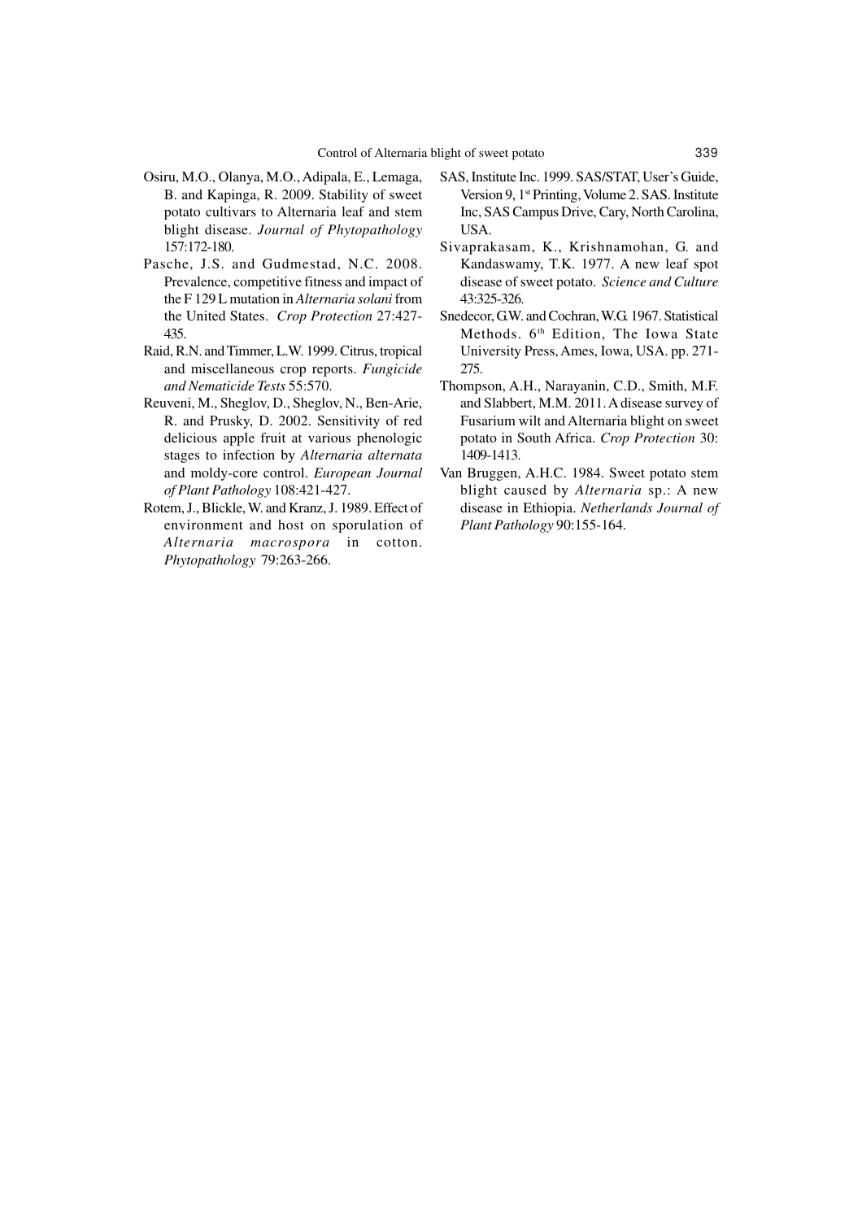Osiru, M.O., Olanya, M.O., Adipala, E., Lemaga, B. and Kapinga, R. 2009. Stability of sweet potato cultivars to Alternaria leaf and stem blight disease. *Journal of Phytopathology* 157:172-180.

Pasche, J.S. and Gudmestad, N.C. 2008. Prevalence, competitive fitness and impact of the F 129 L mutation in *Alternaria solani* from the United States. *Crop Protection* 27:427-435.

Raid, R.N. and Timmer, L.W. 1999. Citrus, tropical and miscellaneous crop reports. *Fungicide and Nematicide Tests* 55:570.

Reuveni, M., Sheglov, D., Sheglov, N., Ben-Arie, R. and Prusky, D. 2002. Sensitivity of red delicious apple fruit at various phenologic stages to infection by *Alternaria alternata* and moldy-core control. *European Journal of Plant Pathology* 108:421-427.

Rotem, J., Blickle, W. and Kranz, J. 1989. Effect of environment and host on sporulation of *Alternaria macrospora* in cotton. *Phytopathology* 79:263-266.

SAS, Institute Inc. 1999. SAS/STAT, User's Guide, Version 9, 1st Printing, Volume 2. SAS. Institute Inc, SAS Campus Drive, Cary, North Carolina, USA.

Sivaprakasam, K., Krishnamohan, G. and Kandaswamy, T.K. 1977. A new leaf spot disease of sweet potato. *Science and Culture* 43:325-326.

Snedecor, G.W. and Cochran, W.G. 1967. Statistical Methods. 6th Edition, The Iowa State University Press, Ames, Iowa, USA. pp. 271-275.

Thompson, A.H., Narayanin, C.D., Smith, M.F. and Slabbert, M.M. 2011. A disease survey of Fusarium wilt and Alternaria blight on sweet potato in South Africa. *Crop Protection* 30: 1409-1413.

Van Bruggen, A.H.C. 1984. Sweet potato stem blight caused by *Alternaria* sp.: A new disease in Ethiopia. *Netherlands Journal of Plant Pathology* 90:155-164.